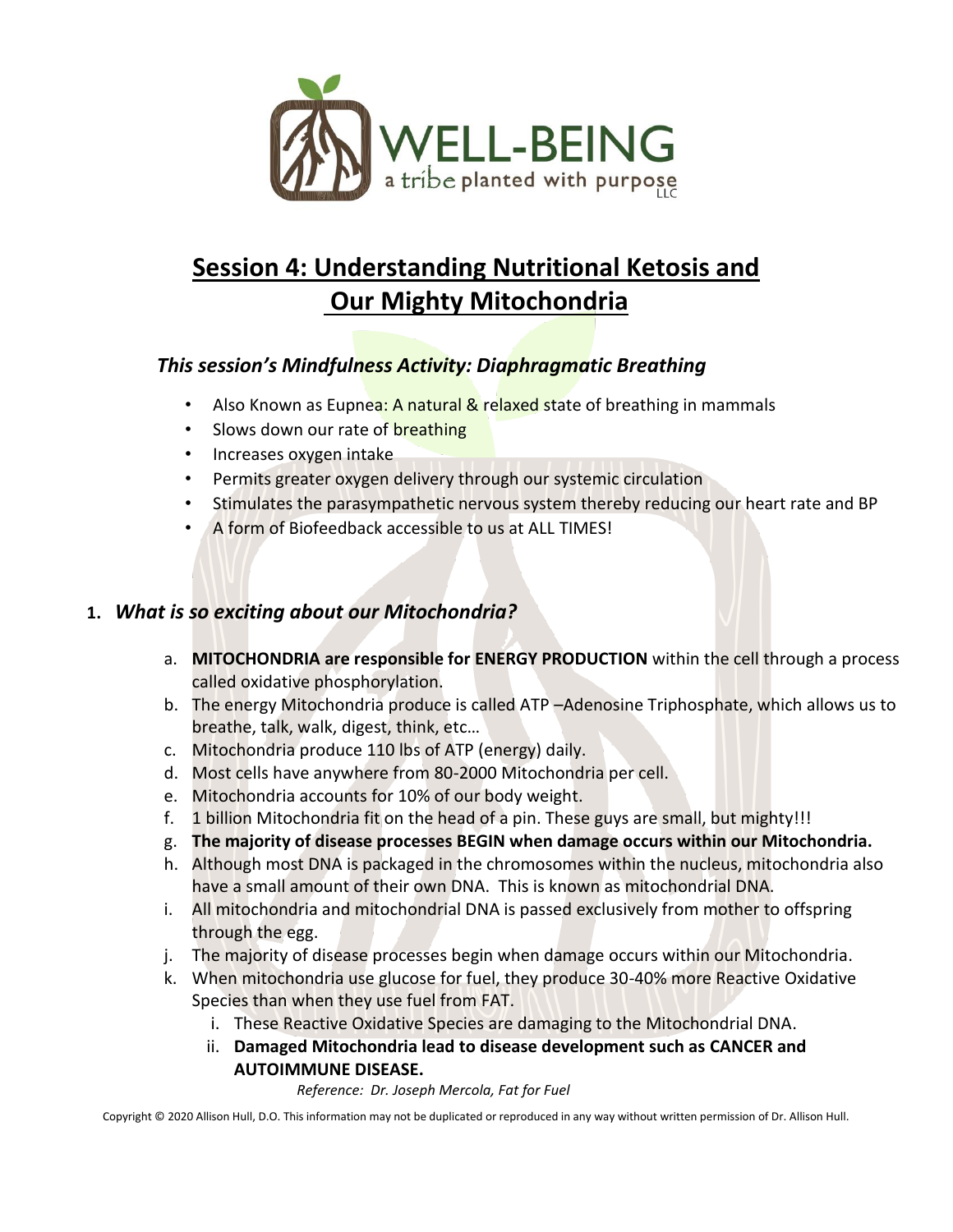WELL-BEING
a tribe planted with purpose LLC

# Session 4: Understanding Nutritional Ketosis and Our Mighty Mitochondria

### *This session's Mindfulness Activity: Diaphragmatic Breathing*

- Also Known as Eupnea: A natural & relaxed state of breathing in mammals
- Slows down our rate of breathing
- Increases oxygen intake
- Permits greater oxygen delivery through our systemic circulation
- Stimulates the parasympathetic nervous system thereby reducing our heart rate and BP
- A form of Biofeedback accessible to us at ALL TIMES!

### 1. *What is so exciting about our Mitochondria?*

a. **MITOCHONDRIA are responsible for ENERGY PRODUCTION** within the cell through a process called oxidative phosphorylation.
b. The energy Mitochondria produce is called ATP –Adenosine Triphosphate, which allows us to breathe, talk, walk, digest, think, etc…
c. Mitochondria produce 110 lbs of ATP (energy) daily.
d. Most cells have anywhere from 80-2000 Mitochondria per cell.
e. Mitochondria accounts for 10% of our body weight.
f. 1 billion Mitochondria fit on the head of a pin. These guys are small, but mighty!!!
g. **The majority of disease processes BEGIN when damage occurs within our Mitochondria.**
h. Although most DNA is packaged in the chromosomes within the nucleus, mitochondria also have a small amount of their own DNA. This is known as mitochondrial DNA.
i. All mitochondria and mitochondrial DNA is passed exclusively from mother to offspring through the egg.
j. The majority of disease processes begin when damage occurs within our Mitochondria.
k. When mitochondria use glucose for fuel, they produce 30-40% more Reactive Oxidative Species than when they use fuel from FAT.
   i. These Reactive Oxidative Species are damaging to the Mitochondrial DNA.
   ii. **Damaged Mitochondria lead to disease development such as CANCER and AUTOIMMUNE DISEASE.**

*Reference: Dr. Joseph Mercola, Fat for Fuel*

Copyright © 2020 Allison Hull, D.O. This information may not be duplicated or reproduced in any way without written permission of Dr. Allison Hull.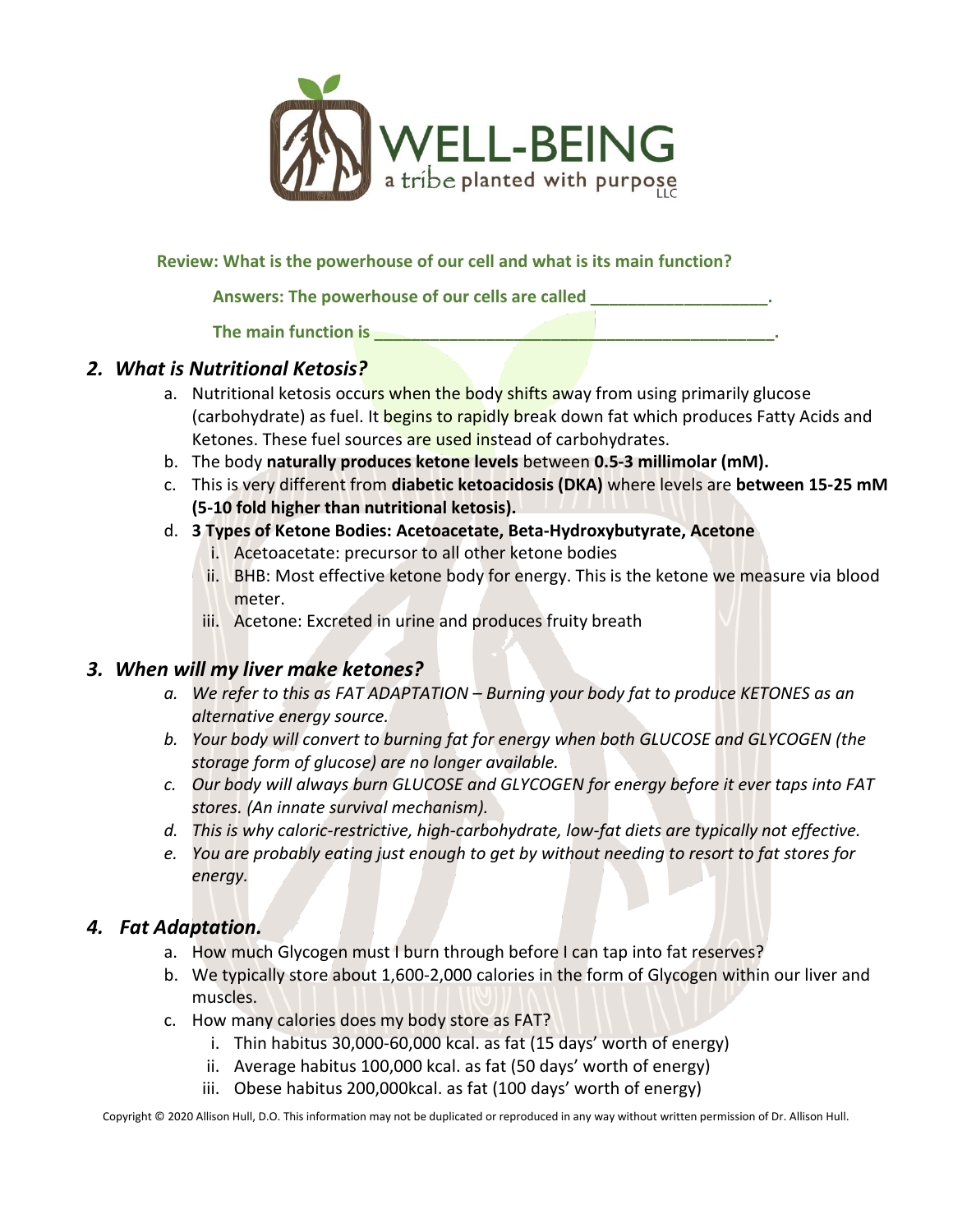**Review: What is the powerhouse of our cell and what is its main function?**

**Answers: The powerhouse of our cells are called \_\_\_\_\_\_\_\_\_\_\_\_\_\_\_\_\_\_\_.**

**The main function is \_\_\_\_\_\_\_\_\_\_\_\_\_\_\_\_\_\_\_\_\_\_\_\_\_\_\_\_\_\_\_\_\_\_\_\_\_\_\_\_\_\_\_\_.**

## *2. What is Nutritional Ketosis?*

a. Nutritional ketosis occurs when the body shifts away from using primarily glucose (carbohydrate) as fuel. It begins to rapidly break down fat which produces Fatty Acids and Ketones. These fuel sources are used instead of carbohydrates.

b. The body **naturally produces ketone levels** between **0.5-3 millimolar (mM).**

c. This is very different from **diabetic ketoacidosis (DKA)** where levels are **between 15-25 mM (5-10 fold higher than nutritional ketosis).**

d. **3 Types of Ketone Bodies: Acetoacetate, Beta-Hydroxybutyrate, Acetone**
   - i. Acetoacetate: precursor to all other ketone bodies
   - ii. BHB: Most effective ketone body for energy. This is the ketone we measure via blood meter.
   - iii. Acetone: Excreted in urine and produces fruity breath

## *3. When will my liver make ketones?*

*a. We refer to this as FAT ADAPTATION – Burning your body fat to produce KETONES as an alternative energy source.*

*b. Your body will convert to burning fat for energy when both GLUCOSE and GLYCOGEN (the storage form of glucose) are no longer available.*

*c. Our body will always burn GLUCOSE and GLYCOGEN for energy before it ever taps into FAT stores. (An innate survival mechanism).*

*d. This is why caloric-restrictive, high-carbohydrate, low-fat diets are typically not effective.*

*e. You are probably eating just enough to get by without needing to resort to fat stores for energy.*

## *4. Fat Adaptation.*

a. How much Glycogen must I burn through before I can tap into fat reserves?

b. We typically store about 1,600-2,000 calories in the form of Glycogen within our liver and muscles.

c. How many calories does my body store as FAT?
   - i. Thin habitus 30,000-60,000 kcal. as fat (15 days' worth of energy)
   - ii. Average habitus 100,000 kcal. as fat (50 days' worth of energy)
   - iii. Obese habitus 200,000kcal. as fat (100 days' worth of energy)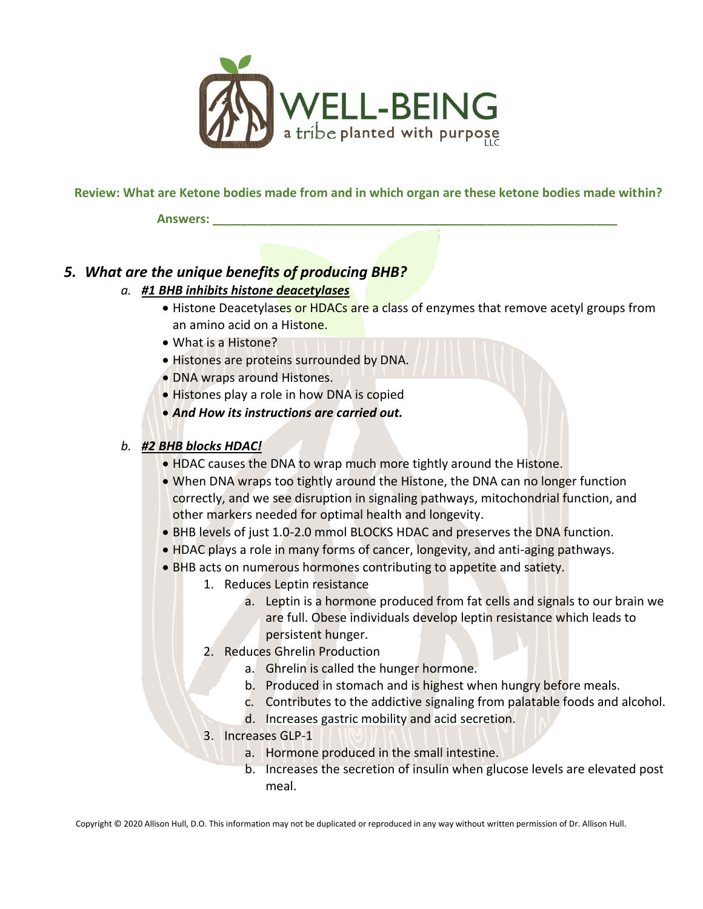**Review: What are Ketone bodies made from and in which organ are these ketone bodies made within?**

**Answers: ______________________________________________________________**

## 5. *What are the unique benefits of producing BHB?*

a. ***#1 BHB inhibits histone deacetylases***

- Histone Deacetylases or HDACs are a class of enzymes that remove acetyl groups from an amino acid on a Histone.
- What is a Histone?
- Histones are proteins surrounded by DNA.
- DNA wraps around Histones.
- Histones play a role in how DNA is copied
- ***And How its instructions are carried out.***

b. ***#2 BHB blocks HDAC!***

- HDAC causes the DNA to wrap much more tightly around the Histone.
- When DNA wraps too tightly around the Histone, the DNA can no longer function correctly, and we see disruption in signaling pathways, mitochondrial function, and other markers needed for optimal health and longevity.
- BHB levels of just 1.0-2.0 mmol BLOCKS HDAC and preserves the DNA function.
- HDAC plays a role in many forms of cancer, longevity, and anti-aging pathways.
- BHB acts on numerous hormones contributing to appetite and satiety.
  1. Reduces Leptin resistance
     a. Leptin is a hormone produced from fat cells and signals to our brain we are full. Obese individuals develop leptin resistance which leads to persistent hunger.
  2. Reduces Ghrelin Production
     a. Ghrelin is called the hunger hormone.
     b. Produced in stomach and is highest when hungry before meals.
     c. Contributes to the addictive signaling from palatable foods and alcohol.
     d. Increases gastric mobility and acid secretion.
  3. Increases GLP-1
     a. Hormone produced in the small intestine.
     b. Increases the secretion of insulin when glucose levels are elevated post meal.

Copyright © 2020 Allison Hull, D.O. This information may not be duplicated or reproduced in any way without written permission of Dr. Allison Hull.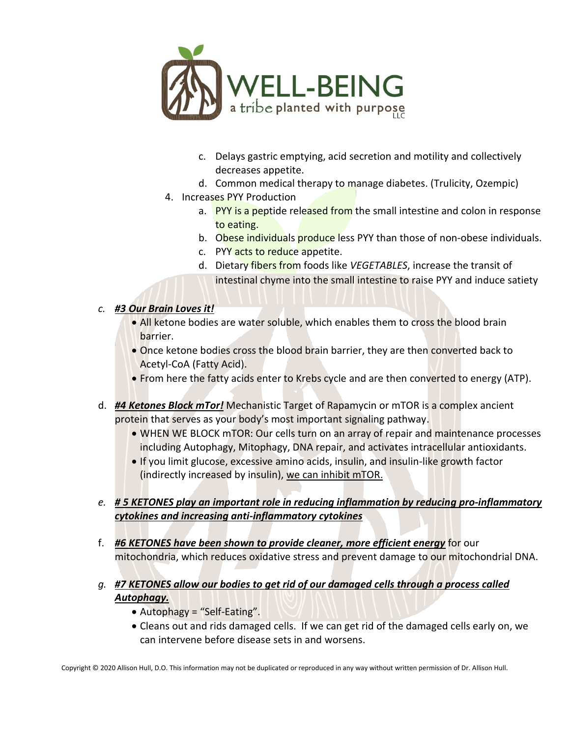c. Delays gastric emptying, acid secretion and motility and collectively decreases appetite.
   d. Common medical therapy to manage diabetes. (Trulicity, Ozempic)
4. Increases PYY Production
   a. PYY is a peptide released from the small intestine and colon in response to eating.
   b. Obese individuals produce less PYY than those of non-obese individuals.
   c. PYY acts to reduce appetite.
   d. Dietary fibers from foods like *VEGETABLES*, increase the transit of intestinal chyme into the small intestine to raise PYY and induce satiety

c. ***#3 Our Brain Loves it!***
   - All ketone bodies are water soluble, which enables them to cross the blood brain barrier.
   - Once ketone bodies cross the blood brain barrier, they are then converted back to Acetyl-CoA (Fatty Acid).
   - From here the fatty acids enter to Krebs cycle and are then converted to energy (ATP).

d. ***#4 Ketones Block mTor!*** Mechanistic Target of Rapamycin or mTOR is a complex ancient protein that serves as your body's most important signaling pathway.
   - WHEN WE BLOCK mTOR: Our cells turn on an array of repair and maintenance processes including Autophagy, Mitophagy, DNA repair, and activates intracellular antioxidants.
   - If you limit glucose, excessive amino acids, insulin, and insulin-like growth factor (indirectly increased by insulin), <u>we can inhibit mTOR.</u>

e. ***# 5 KETONES play an important role in reducing inflammation by reducing pro-inflammatory cytokines and increasing anti-inflammatory cytokines***

f. ***#6 KETONES have been shown to provide cleaner, more efficient energy*** for our mitochondria, which reduces oxidative stress and prevent damage to our mitochondrial DNA.

g. ***#7 KETONES allow our bodies to get rid of our damaged cells through a process called Autophagy.***
   - Autophagy = "Self-Eating".
   - Cleans out and rids damaged cells. If we can get rid of the damaged cells early on, we can intervene before disease sets in and worsens.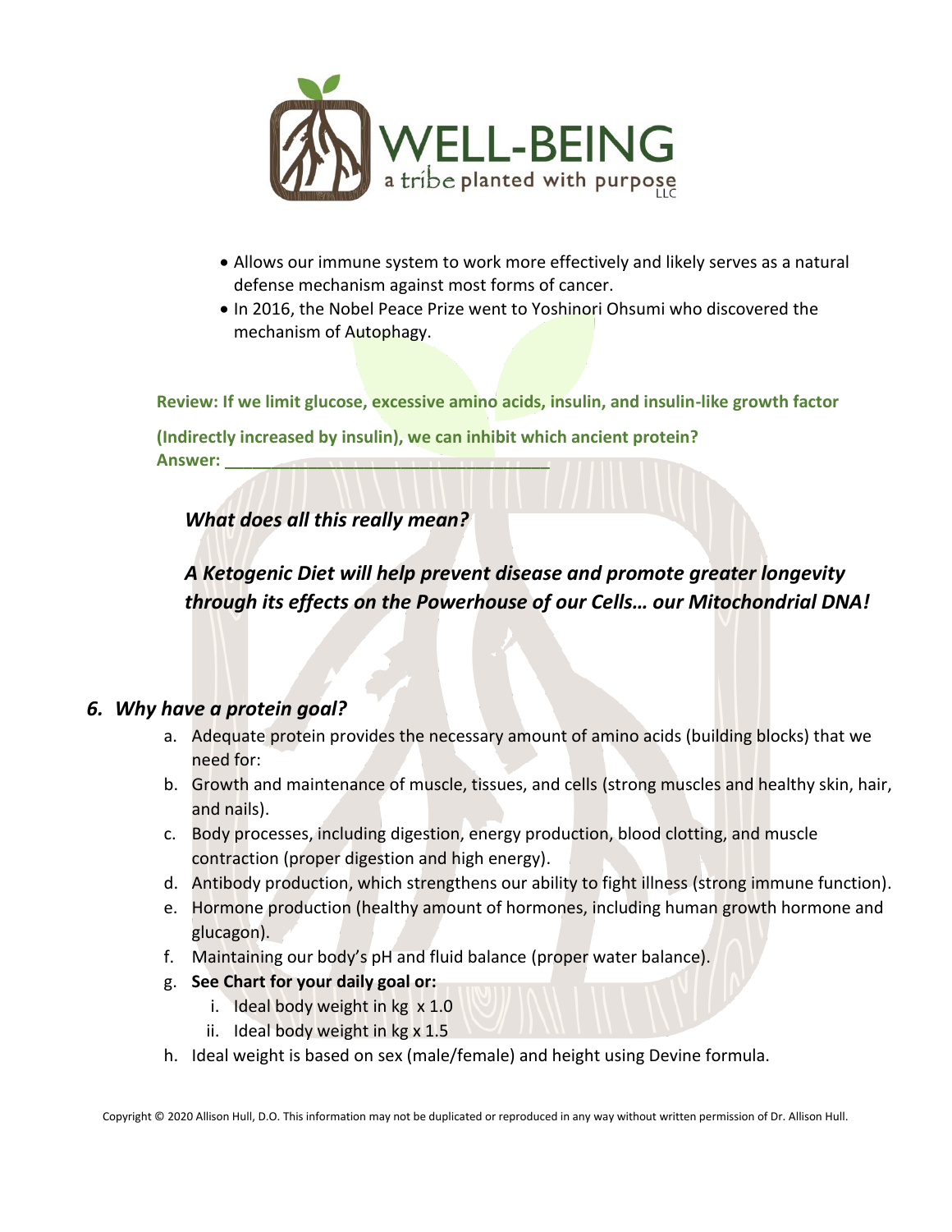- Allows our immune system to work more effectively and likely serves as a natural defense mechanism against most forms of cancer.
- In 2016, the Nobel Peace Prize went to Yoshinori Ohsumi who discovered the mechanism of Autophagy.

**Review: If we limit glucose, excessive amino acids, insulin, and insulin-like growth factor (Indirectly increased by insulin), we can inhibit which ancient protein?**
**Answer: ______________________________**

***What does all this really mean?***

***A Ketogenic Diet will help prevent disease and promote greater longevity through its effects on the Powerhouse of our Cells… our Mitochondrial DNA!***

## *6. Why have a protein goal?*

a. Adequate protein provides the necessary amount of amino acids (building blocks) that we need for:
b. Growth and maintenance of muscle, tissues, and cells (strong muscles and healthy skin, hair, and nails).
c. Body processes, including digestion, energy production, blood clotting, and muscle contraction (proper digestion and high energy).
d. Antibody production, which strengthens our ability to fight illness (strong immune function).
e. Hormone production (healthy amount of hormones, including human growth hormone and glucagon).
f. Maintaining our body's pH and fluid balance (proper water balance).
g. **See Chart for your daily goal or:**
   i. Ideal body weight in kg x 1.0
   ii. Ideal body weight in kg x 1.5
h. Ideal weight is based on sex (male/female) and height using Devine formula.

Copyright © 2020 Allison Hull, D.O. This information may not be duplicated or reproduced in any way without written permission of Dr. Allison Hull.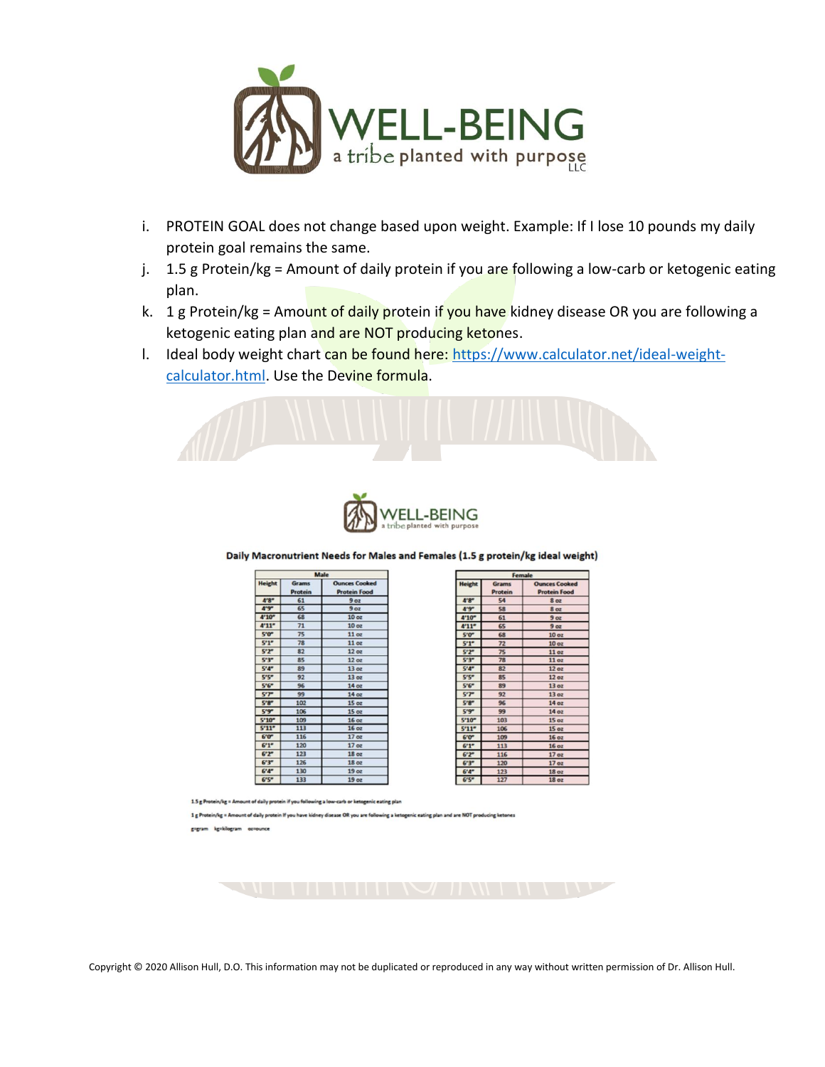i. PROTEIN GOAL does not change based upon weight. Example: If I lose 10 pounds my daily protein goal remains the same.

j. 1.5 g Protein/kg = Amount of daily protein if you are following a low-carb or ketogenic eating plan.

k. 1 g Protein/kg = Amount of daily protein if you have kidney disease OR you are following a ketogenic eating plan and are NOT producing ketones.

l. Ideal body weight chart can be found here: [https://www.calculator.net/ideal-weight-calculator.html](https://www.calculator.net/ideal-weight-calculator.html). Use the Devine formula.

**Daily Macronutrient Needs for Males and Females (1.5 g protein/kg ideal weight)**

| Male | | |
|---|---|---|
| Height | Grams Protein | Ounces Cooked Protein Food |
| 4'8" | 61 | 9 oz |
| 4'9" | 65 | 9 oz |
| 4'10" | 68 | 10 oz |
| 4'11" | 71 | 10 oz |
| 5'0" | 75 | 11 oz |
| 5'1" | 78 | 11 oz |
| 5'2" | 82 | 12 oz |
| 5'3" | 85 | 12 oz |
| 5'4" | 89 | 13 oz |
| 5'5" | 92 | 13 oz |
| 5'6" | 96 | 14 oz |
| 5'7" | 99 | 14 oz |
| 5'8" | 102 | 15 oz |
| 5'9" | 106 | 15 oz |
| 5'10" | 109 | 16 oz |
| 5'11" | 113 | 16 oz |
| 6'0" | 116 | 17 oz |
| 6'1" | 120 | 17 oz |
| 6'2" | 123 | 18 oz |
| 6'3" | 126 | 18 oz |
| 6'4" | 130 | 19 oz |
| 6'5" | 133 | 19 oz |

| Female | | |
|---|---|---|
| Height | Grams Protein | Ounces Cooked Protein Food |
| 4'8" | 54 | 8 oz |
| 4'9" | 58 | 8 oz |
| 4'10" | 61 | 9 oz |
| 4'11" | 65 | 9 oz |
| 5'0" | 68 | 10 oz |
| 5'1" | 72 | 10 oz |
| 5'2" | 75 | 11 oz |
| 5'3" | 78 | 11 oz |
| 5'4" | 82 | 12 oz |
| 5'5" | 85 | 12 oz |
| 5'6" | 89 | 13 oz |
| 5'7" | 92 | 13 oz |
| 5'8" | 96 | 14 oz |
| 5'9" | 99 | 14 oz |
| 5'10" | 103 | 15 oz |
| 5'11" | 106 | 15 oz |
| 6'0" | 109 | 16 oz |
| 6'1" | 113 | 16 oz |
| 6'2" | 116 | 17 oz |
| 6'3" | 120 | 17 oz |
| 6'4" | 123 | 18 oz |
| 6'5" | 127 | 18 oz |

1.5 g Protein/kg = Amount of daily protein if you following a low-carb or ketogenic eating plan

1 g Protein/kg = Amount of daily protein if you have kidney disease OR you are following a ketogenic eating plan and are NOT producing ketones

g=gram kg=kilogram oz=ounce

Copyright © 2020 Allison Hull, D.O. This information may not be duplicated or reproduced in any way without written permission of Dr. Allison Hull.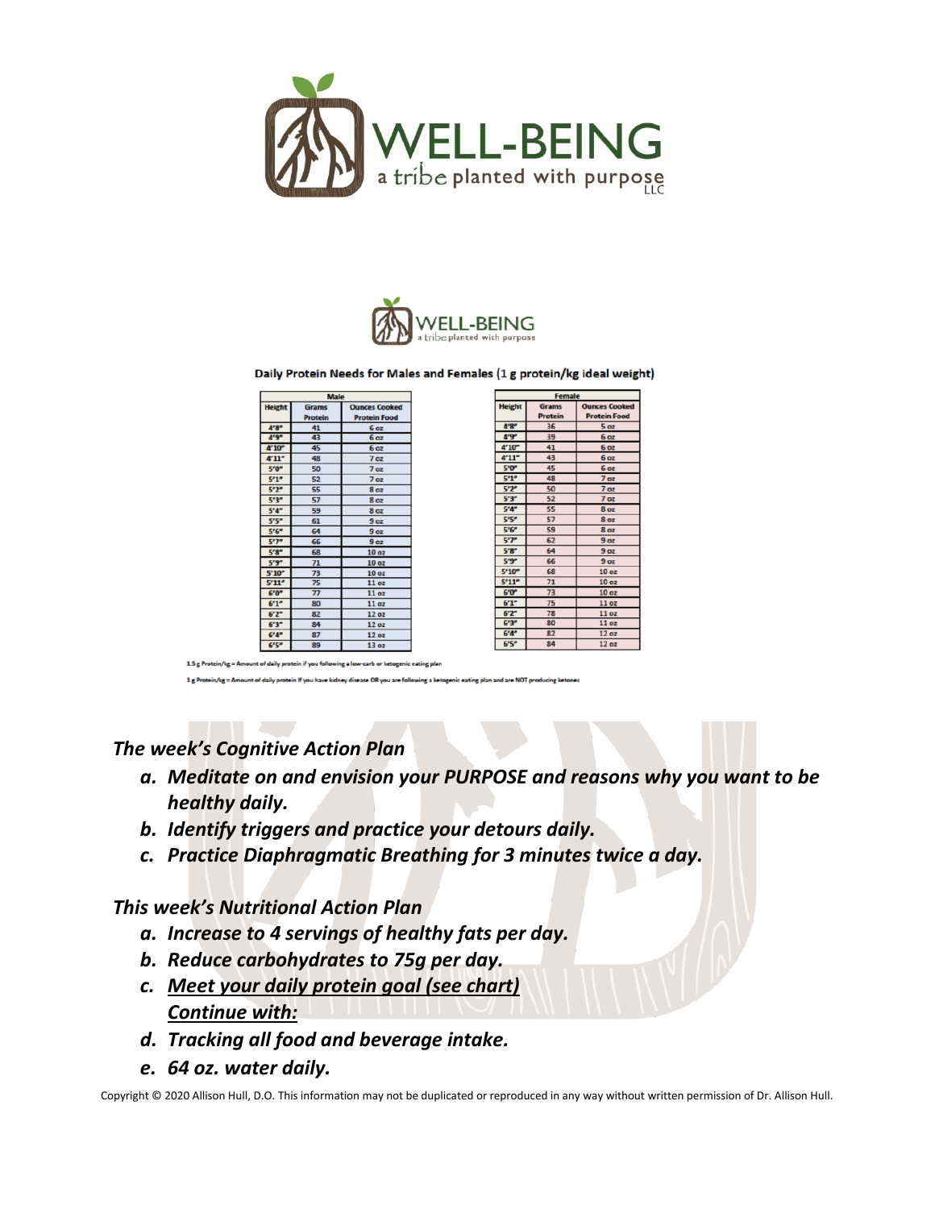Daily Protein Needs for Males and Females (1 g protein/kg ideal weight)

| Male | | |
|---|---|---|
| Height | Grams Protein | Ounces Cooked Protein Food |
| 4'8" | 41 | 6 oz |
| 4'9" | 43 | 6 oz |
| 4'10" | 45 | 6 oz |
| 4'11" | 48 | 7 oz |
| 5'0" | 50 | 7 oz |
| 5'1" | 52 | 7 oz |
| 5'2" | 55 | 8 oz |
| 5'3" | 57 | 8 oz |
| 5'4" | 59 | 8 oz |
| 5'5" | 61 | 9 oz |
| 5'6" | 64 | 9 oz |
| 5'7" | 66 | 9 oz |
| 5'8" | 68 | 10 oz |
| 5'9" | 71 | 10 oz |
| 5'10" | 73 | 10 oz |
| 5'11" | 75 | 11 oz |
| 6'0" | 77 | 11 oz |
| 6'1" | 80 | 11 oz |
| 6'2" | 82 | 12 oz |
| 6'3" | 84 | 12 oz |
| 6'4" | 87 | 12 oz |
| 6'5" | 89 | 13 oz |

| Female | | |
|---|---|---|
| Height | Grams Protein | Ounces Cooked Protein Food |
| 4'8" | 36 | 5 oz |
| 4'9" | 39 | 6 oz |
| 4'10" | 41 | 6 oz |
| 4'11" | 43 | 6 oz |
| 5'0" | 45 | 6 oz |
| 5'1" | 48 | 7 oz |
| 5'2" | 50 | 7 oz |
| 5'3" | 52 | 7 oz |
| 5'4" | 55 | 8 oz |
| 5'5" | 57 | 8 oz |
| 5'6" | 59 | 8 oz |
| 5'7" | 62 | 9 oz |
| 5'8" | 64 | 9 oz |
| 5'9" | 66 | 9 oz |
| 5'10" | 68 | 10 oz |
| 5'11" | 71 | 10 oz |
| 6'0" | 73 | 10 oz |
| 6'1" | 75 | 11 oz |
| 6'2" | 78 | 11 oz |
| 6'3" | 80 | 11 oz |
| 6'4" | 82 | 12 oz |
| 6'5" | 84 | 12 oz |

1.5 g Protein/kg = Amount of daily protein if you following a low-carb or ketogenic eating plan

1 g Protein/kg = Amount of daily protein if you have kidney disease OR you are following a ketogenic eating plan and are NOT producing ketones

***The week's Cognitive Action Plan***

***a. Meditate on and envision your PURPOSE and reasons why you want to be healthy daily.***
***b. Identify triggers and practice your detours daily.***
***c. Practice Diaphragmatic Breathing for 3 minutes twice a day.***

***This week's Nutritional Action Plan***

***a. Increase to 4 servings of healthy fats per day.***
***b. Reduce carbohydrates to 75g per day.***
***c. <u>Meet your daily protein goal (see chart)</u>***

***<u>Continue with:</u>***

***d. Tracking all food and beverage intake.***
***e. 64 oz. water daily.***

Copyright © 2020 Allison Hull, D.O. This information may not be duplicated or reproduced in any way without written permission of Dr. Allison Hull.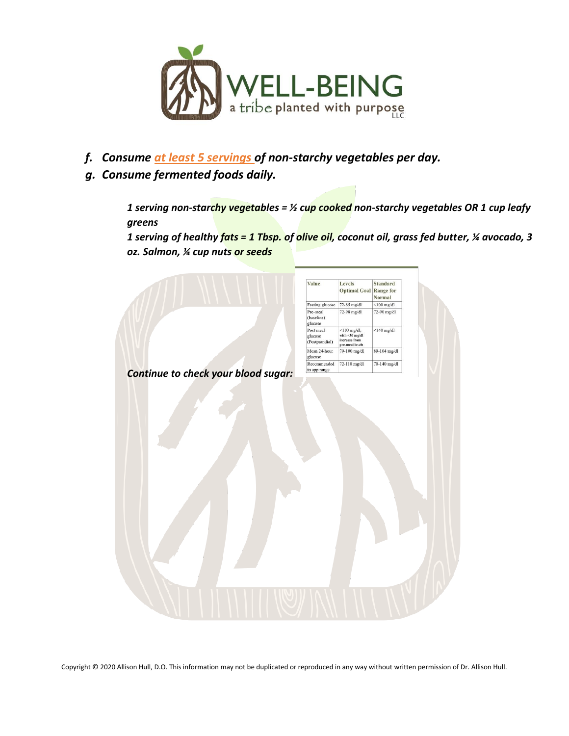*f. Consume at least 5 servings of non-starchy vegetables per day.*
*g. Consume fermented foods daily.*

***1 serving non-starchy vegetables = ½ cup cooked non-starchy vegetables OR 1 cup leafy greens***
***1 serving of healthy fats = 1 Tbsp. of olive oil, coconut oil, grass fed butter, ¼ avocado, 3 oz. Salmon, ¼ cup nuts or seeds***

***Continue to check your blood sugar:***

| Value | Levels Optimal Goal | Standard Range for Normal |
|---|---|---|
| Fasting glucose | 72-85 mg/dl | <100 mg/dl |
| Pre-meal (baseline) glucose | 72-90 mg/dl | 72-90 mg/dl |
| Post meal glucose (Postprandial) | <110 mg/dl, with <30 mg/dl increase from pre-meal levels | <140 mg/dl |
| Mean 24-hour glucose | 79-100 mg/dl | 89-104 mg/dl |
| Recommended in app range | 72-110 mg/dl | 70-140 mg/dl |

Copyright © 2020 Allison Hull, D.O. This information may not be duplicated or reproduced in any way without written permission of Dr. Allison Hull.